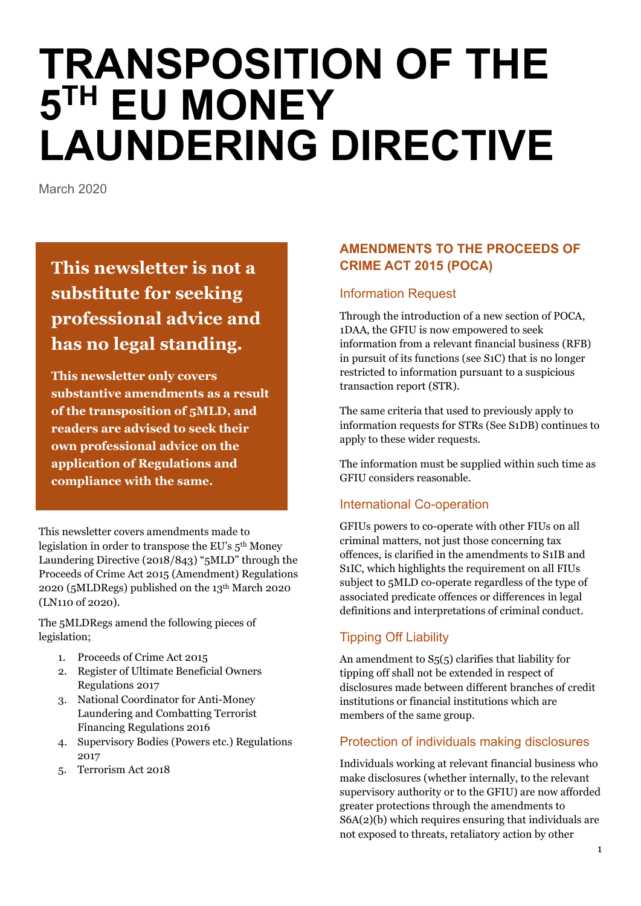# TRANSPOSITION OF THE 5TH EU MONEY LAUNDERING DIRECTIVE

March 2020

**This newsletter is not a substitute for seeking professional advice and has no legal standing.**

**This newsletter only covers substantive amendments as a result of the transposition of 5MLD, and readers are advised to seek their own professional advice on the application of Regulations and compliance with the same.**

This newsletter covers amendments made to legislation in order to transpose the EU's 5th Money Laundering Directive (2018/843) "5MLD" through the Proceeds of Crime Act 2015 (Amendment) Regulations 2020 (5MLDRegs) published on the 13th March 2020 (LN110 of 2020).

The 5MLDRegs amend the following pieces of legislation;

1. Proceeds of Crime Act 2015
2. Register of Ultimate Beneficial Owners Regulations 2017
3. National Coordinator for Anti-Money Laundering and Combatting Terrorist Financing Regulations 2016
4. Supervisory Bodies (Powers etc.) Regulations 2017
5. Terrorism Act 2018

## AMENDMENTS TO THE PROCEEDS OF CRIME ACT 2015 (POCA)

### Information Request

Through the introduction of a new section of POCA, 1DAA, the GFIU is now empowered to seek information from a relevant financial business (RFB) in pursuit of its functions (see S1C) that is no longer restricted to information pursuant to a suspicious transaction report (STR).

The same criteria that used to previously apply to information requests for STRs (See S1DB) continues to apply to these wider requests.

The information must be supplied within such time as GFIU considers reasonable.

### International Co-operation

GFIUs powers to co-operate with other FIUs on all criminal matters, not just those concerning tax offences, is clarified in the amendments to S1IB and S1IC, which highlights the requirement on all FIUs subject to 5MLD co-operate regardless of the type of associated predicate offences or differences in legal definitions and interpretations of criminal conduct.

### Tipping Off Liability

An amendment to S5(5) clarifies that liability for tipping off shall not be extended in respect of disclosures made between different branches of credit institutions or financial institutions which are members of the same group.

### Protection of individuals making disclosures

Individuals working at relevant financial business who make disclosures (whether internally, to the relevant supervisory authority or to the GFIU) are now afforded greater protections through the amendments to S6A(2)(b) which requires ensuring that individuals are not exposed to threats, retaliatory action by other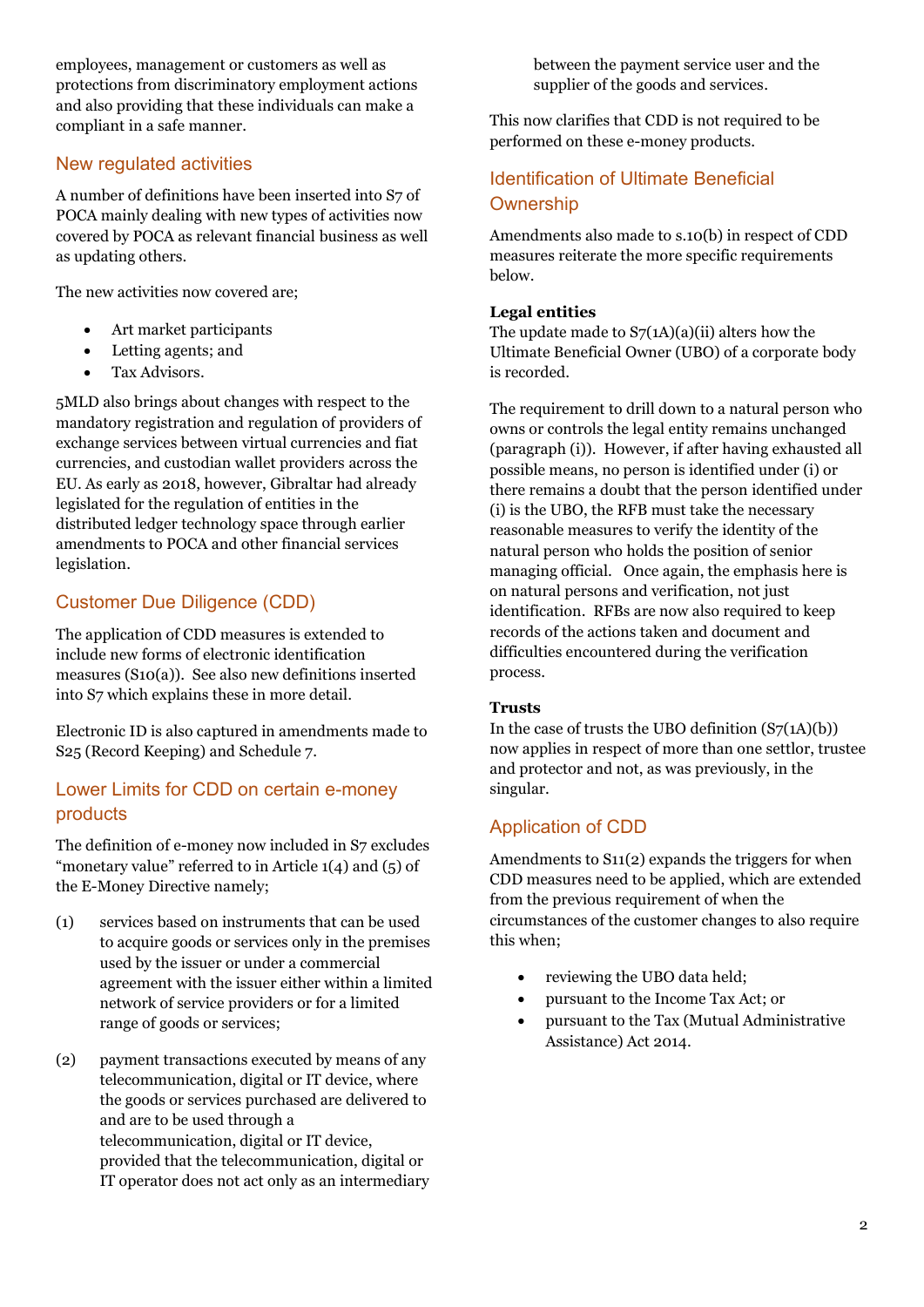employees, management or customers as well as protections from discriminatory employment actions and also providing that these individuals can make a compliant in a safe manner.

## New regulated activities

A number of definitions have been inserted into S7 of POCA mainly dealing with new types of activities now covered by POCA as relevant financial business as well as updating others.

The new activities now covered are;

- Art market participants
- Letting agents; and
- Tax Advisors.

5MLD also brings about changes with respect to the mandatory registration and regulation of providers of exchange services between virtual currencies and fiat currencies, and custodian wallet providers across the EU. As early as 2018, however, Gibraltar had already legislated for the regulation of entities in the distributed ledger technology space through earlier amendments to POCA and other financial services legislation.

## Customer Due Diligence (CDD)

The application of CDD measures is extended to include new forms of electronic identification measures (S10(a)). See also new definitions inserted into S7 which explains these in more detail.

Electronic ID is also captured in amendments made to S25 (Record Keeping) and Schedule 7.

## Lower Limits for CDD on certain e-money products

The definition of e-money now included in S7 excludes "monetary value" referred to in Article 1(4) and (5) of the E-Money Directive namely;

(1) services based on instruments that can be used to acquire goods or services only in the premises used by the issuer or under a commercial agreement with the issuer either within a limited network of service providers or for a limited range of goods or services;

(2) payment transactions executed by means of any telecommunication, digital or IT device, where the goods or services purchased are delivered to and are to be used through a telecommunication, digital or IT device, provided that the telecommunication, digital or IT operator does not act only as an intermediary between the payment service user and the supplier of the goods and services.

This now clarifies that CDD is not required to be performed on these e-money products.

## Identification of Ultimate Beneficial Ownership

Amendments also made to s.10(b) in respect of CDD measures reiterate the more specific requirements below.

**Legal entities**
The update made to S7(1A)(a)(ii) alters how the Ultimate Beneficial Owner (UBO) of a corporate body is recorded.

The requirement to drill down to a natural person who owns or controls the legal entity remains unchanged (paragraph (i)). However, if after having exhausted all possible means, no person is identified under (i) or there remains a doubt that the person identified under (i) is the UBO, the RFB must take the necessary reasonable measures to verify the identity of the natural person who holds the position of senior managing official. Once again, the emphasis here is on natural persons and verification, not just identification. RFBs are now also required to keep records of the actions taken and document and difficulties encountered during the verification process.

**Trusts**
In the case of trusts the UBO definition (S7(1A)(b)) now applies in respect of more than one settlor, trustee and protector and not, as was previously, in the singular.

## Application of CDD

Amendments to S11(2) expands the triggers for when CDD measures need to be applied, which are extended from the previous requirement of when the circumstances of the customer changes to also require this when;

- reviewing the UBO data held;
- pursuant to the Income Tax Act; or
- pursuant to the Tax (Mutual Administrative Assistance) Act 2014.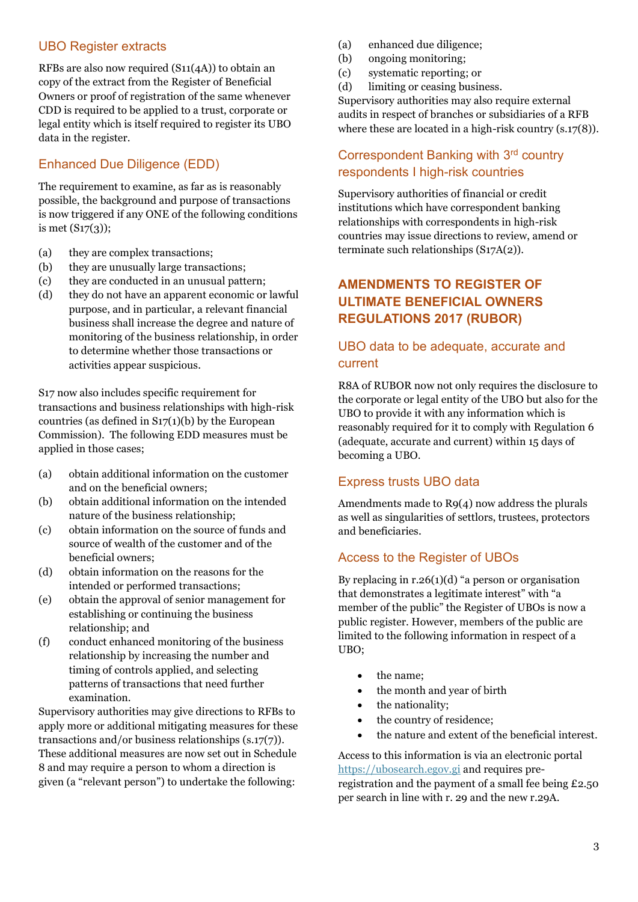### UBO Register extracts

RFBs are also now required (S11(4A)) to obtain an copy of the extract from the Register of Beneficial Owners or proof of registration of the same whenever CDD is required to be applied to a trust, corporate or legal entity which is itself required to register its UBO data in the register.

### Enhanced Due Diligence (EDD)

The requirement to examine, as far as is reasonably possible, the background and purpose of transactions is now triggered if any ONE of the following conditions is met (S17(3));

(a) they are complex transactions;
(b) they are unusually large transactions;
(c) they are conducted in an unusual pattern;
(d) they do not have an apparent economic or lawful purpose, and in particular, a relevant financial business shall increase the degree and nature of monitoring of the business relationship, in order to determine whether those transactions or activities appear suspicious.

S17 now also includes specific requirement for transactions and business relationships with high-risk countries (as defined in S17(1)(b) by the European Commission). The following EDD measures must be applied in those cases;

(a) obtain additional information on the customer and on the beneficial owners;
(b) obtain additional information on the intended nature of the business relationship;
(c) obtain information on the source of funds and source of wealth of the customer and of the beneficial owners;
(d) obtain information on the reasons for the intended or performed transactions;
(e) obtain the approval of senior management for establishing or continuing the business relationship; and
(f) conduct enhanced monitoring of the business relationship by increasing the number and timing of controls applied, and selecting patterns of transactions that need further examination.

Supervisory authorities may give directions to RFBs to apply more or additional mitigating measures for these transactions and/or business relationships (s.17(7)). These additional measures are now set out in Schedule 8 and may require a person to whom a direction is given (a "relevant person") to undertake the following:

(a) enhanced due diligence;
(b) ongoing monitoring;
(c) systematic reporting; or
(d) limiting or ceasing business.

Supervisory authorities may also require external audits in respect of branches or subsidiaries of a RFB where these are located in a high-risk country (s.17(8)).

### Correspondent Banking with 3rd country respondents I high-risk countries

Supervisory authorities of financial or credit institutions which have correspondent banking relationships with correspondents in high-risk countries may issue directions to review, amend or terminate such relationships (S17A(2)).

## AMENDMENTS TO REGISTER OF ULTIMATE BENEFICIAL OWNERS REGULATIONS 2017 (RUBOR)

### UBO data to be adequate, accurate and current

R8A of RUBOR now not only requires the disclosure to the corporate or legal entity of the UBO but also for the UBO to provide it with any information which is reasonably required for it to comply with Regulation 6 (adequate, accurate and current) within 15 days of becoming a UBO.

### Express trusts UBO data

Amendments made to R9(4) now address the plurals as well as singularities of settlors, trustees, protectors and beneficiaries.

### Access to the Register of UBOs

By replacing in r.26(1)(d) "a person or organisation that demonstrates a legitimate interest" with "a member of the public" the Register of UBOs is now a public register. However, members of the public are limited to the following information in respect of a UBO;

- the name;
- the month and year of birth
- the nationality;
- the country of residence;
- the nature and extent of the beneficial interest.

Access to this information is via an electronic portal https://ubosearch.egov.gi and requires pre-registration and the payment of a small fee being £2.50 per search in line with r. 29 and the new r.29A.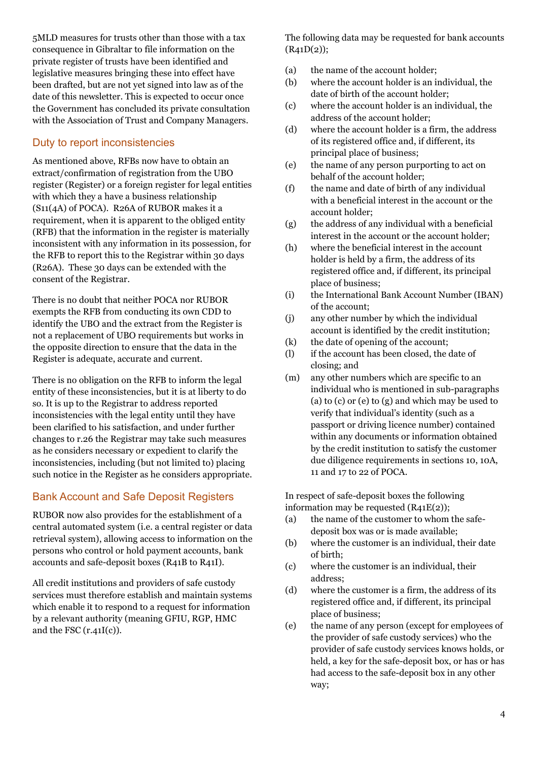5MLD measures for trusts other than those with a tax consequence in Gibraltar to file information on the private register of trusts have been identified and legislative measures bringing these into effect have been drafted, but are not yet signed into law as of the date of this newsletter. This is expected to occur once the Government has concluded its private consultation with the Association of Trust and Company Managers.

## Duty to report inconsistencies

As mentioned above, RFBs now have to obtain an extract/confirmation of registration from the UBO register (Register) or a foreign register for legal entities with which they a have a business relationship (S11(4A) of POCA). R26A of RUBOR makes it a requirement, when it is apparent to the obliged entity (RFB) that the information in the register is materially inconsistent with any information in its possession, for the RFB to report this to the Registrar within 30 days (R26A). These 30 days can be extended with the consent of the Registrar.

There is no doubt that neither POCA nor RUBOR exempts the RFB from conducting its own CDD to identify the UBO and the extract from the Register is not a replacement of UBO requirements but works in the opposite direction to ensure that the data in the Register is adequate, accurate and current.

There is no obligation on the RFB to inform the legal entity of these inconsistencies, but it is at liberty to do so. It is up to the Registrar to address reported inconsistencies with the legal entity until they have been clarified to his satisfaction, and under further changes to r.26 the Registrar may take such measures as he considers necessary or expedient to clarify the inconsistencies, including (but not limited to) placing such notice in the Register as he considers appropriate.

## Bank Account and Safe Deposit Registers

RUBOR now also provides for the establishment of a central automated system (i.e. a central register or data retrieval system), allowing access to information on the persons who control or hold payment accounts, bank accounts and safe-deposit boxes (R41B to R41I).

All credit institutions and providers of safe custody services must therefore establish and maintain systems which enable it to respond to a request for information by a relevant authority (meaning GFIU, RGP, HMC and the FSC (r.41I(c)).

The following data may be requested for bank accounts (R41D(2));

(a) the name of the account holder;
(b) where the account holder is an individual, the date of birth of the account holder;
(c) where the account holder is an individual, the address of the account holder;
(d) where the account holder is a firm, the address of its registered office and, if different, its principal place of business;
(e) the name of any person purporting to act on behalf of the account holder;
(f) the name and date of birth of any individual with a beneficial interest in the account or the account holder;
(g) the address of any individual with a beneficial interest in the account or the account holder;
(h) where the beneficial interest in the account holder is held by a firm, the address of its registered office and, if different, its principal place of business;
(i) the International Bank Account Number (IBAN) of the account;
(j) any other number by which the individual account is identified by the credit institution;
(k) the date of opening of the account;
(l) if the account has been closed, the date of closing; and
(m) any other numbers which are specific to an individual who is mentioned in sub-paragraphs (a) to (c) or (e) to (g) and which may be used to verify that individual's identity (such as a passport or driving licence number) contained within any documents or information obtained by the credit institution to satisfy the customer due diligence requirements in sections 10, 10A, 11 and 17 to 22 of POCA.

In respect of safe-deposit boxes the following information may be requested (R41E(2));

(a) the name of the customer to whom the safe-deposit box was or is made available;
(b) where the customer is an individual, their date of birth;
(c) where the customer is an individual, their address;
(d) where the customer is a firm, the address of its registered office and, if different, its principal place of business;
(e) the name of any person (except for employees of the provider of safe custody services) who the provider of safe custody services knows holds, or held, a key for the safe-deposit box, or has or has had access to the safe-deposit box in any other way;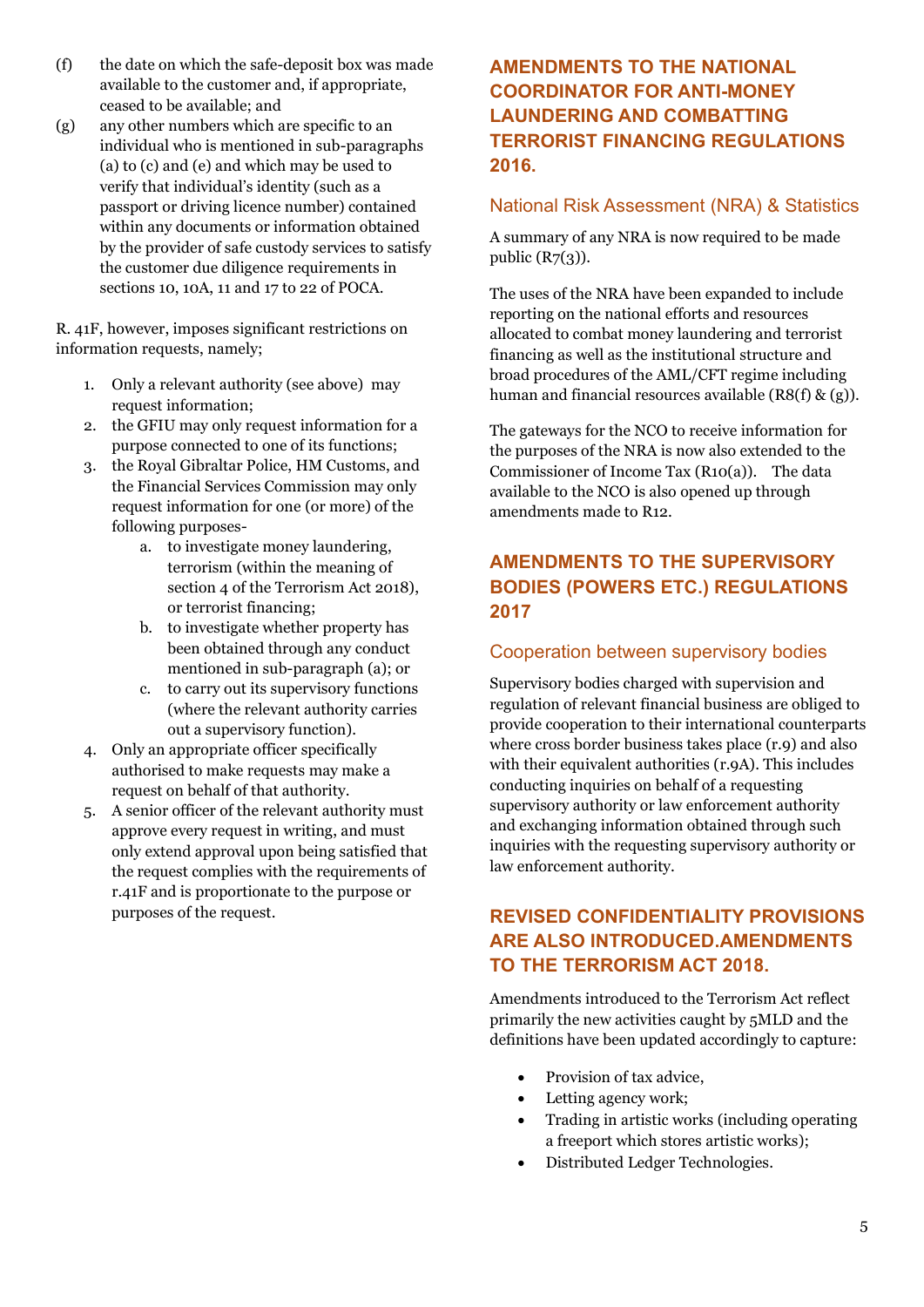(f) the date on which the safe-deposit box was made available to the customer and, if appropriate, ceased to be available; and

(g) any other numbers which are specific to an individual who is mentioned in sub-paragraphs (a) to (c) and (e) and which may be used to verify that individual's identity (such as a passport or driving licence number) contained within any documents or information obtained by the provider of safe custody services to satisfy the customer due diligence requirements in sections 10, 10A, 11 and 17 to 22 of POCA.

R. 41F, however, imposes significant restrictions on information requests, namely;

1. Only a relevant authority (see above) may request information;
2. the GFIU may only request information for a purpose connected to one of its functions;
3. the Royal Gibraltar Police, HM Customs, and the Financial Services Commission may only request information for one (or more) of the following purposes-
    a. to investigate money laundering, terrorism (within the meaning of section 4 of the Terrorism Act 2018), or terrorist financing;
    b. to investigate whether property has been obtained through any conduct mentioned in sub-paragraph (a); or
    c. to carry out its supervisory functions (where the relevant authority carries out a supervisory function).
4. Only an appropriate officer specifically authorised to make requests may make a request on behalf of that authority.
5. A senior officer of the relevant authority must approve every request in writing, and must only extend approval upon being satisfied that the request complies with the requirements of r.41F and is proportionate to the purpose or purposes of the request.

## AMENDMENTS TO THE NATIONAL COORDINATOR FOR ANTI-MONEY LAUNDERING AND COMBATTING TERRORIST FINANCING REGULATIONS 2016.

### National Risk Assessment (NRA) & Statistics

A summary of any NRA is now required to be made public (R7(3)).

The uses of the NRA have been expanded to include reporting on the national efforts and resources allocated to combat money laundering and terrorist financing as well as the institutional structure and broad procedures of the AML/CFT regime including human and financial resources available (R8(f) & (g)).

The gateways for the NCO to receive information for the purposes of the NRA is now also extended to the Commissioner of Income Tax (R10(a)). The data available to the NCO is also opened up through amendments made to R12.

## AMENDMENTS TO THE SUPERVISORY BODIES (POWERS ETC.) REGULATIONS 2017

### Cooperation between supervisory bodies

Supervisory bodies charged with supervision and regulation of relevant financial business are obliged to provide cooperation to their international counterparts where cross border business takes place (r.9) and also with their equivalent authorities (r.9A). This includes conducting inquiries on behalf of a requesting supervisory authority or law enforcement authority and exchanging information obtained through such inquiries with the requesting supervisory authority or law enforcement authority.

## REVISED CONFIDENTIALITY PROVISIONS ARE ALSO INTRODUCED.AMENDMENTS TO THE TERRORISM ACT 2018.

Amendments introduced to the Terrorism Act reflect primarily the new activities caught by 5MLD and the definitions have been updated accordingly to capture:

- Provision of tax advice,
- Letting agency work;
- Trading in artistic works (including operating a freeport which stores artistic works);
- Distributed Ledger Technologies.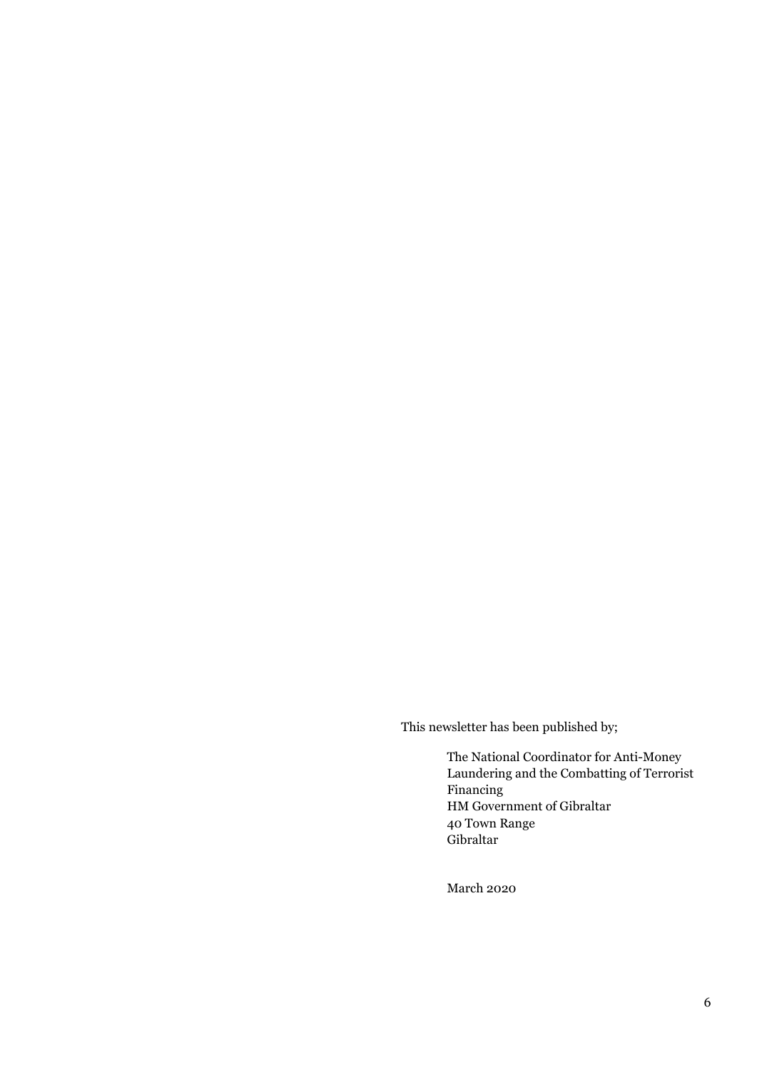This newsletter has been published by;

The National Coordinator for Anti-Money Laundering and the Combatting of Terrorist Financing
HM Government of Gibraltar
40 Town Range
Gibraltar

March 2020